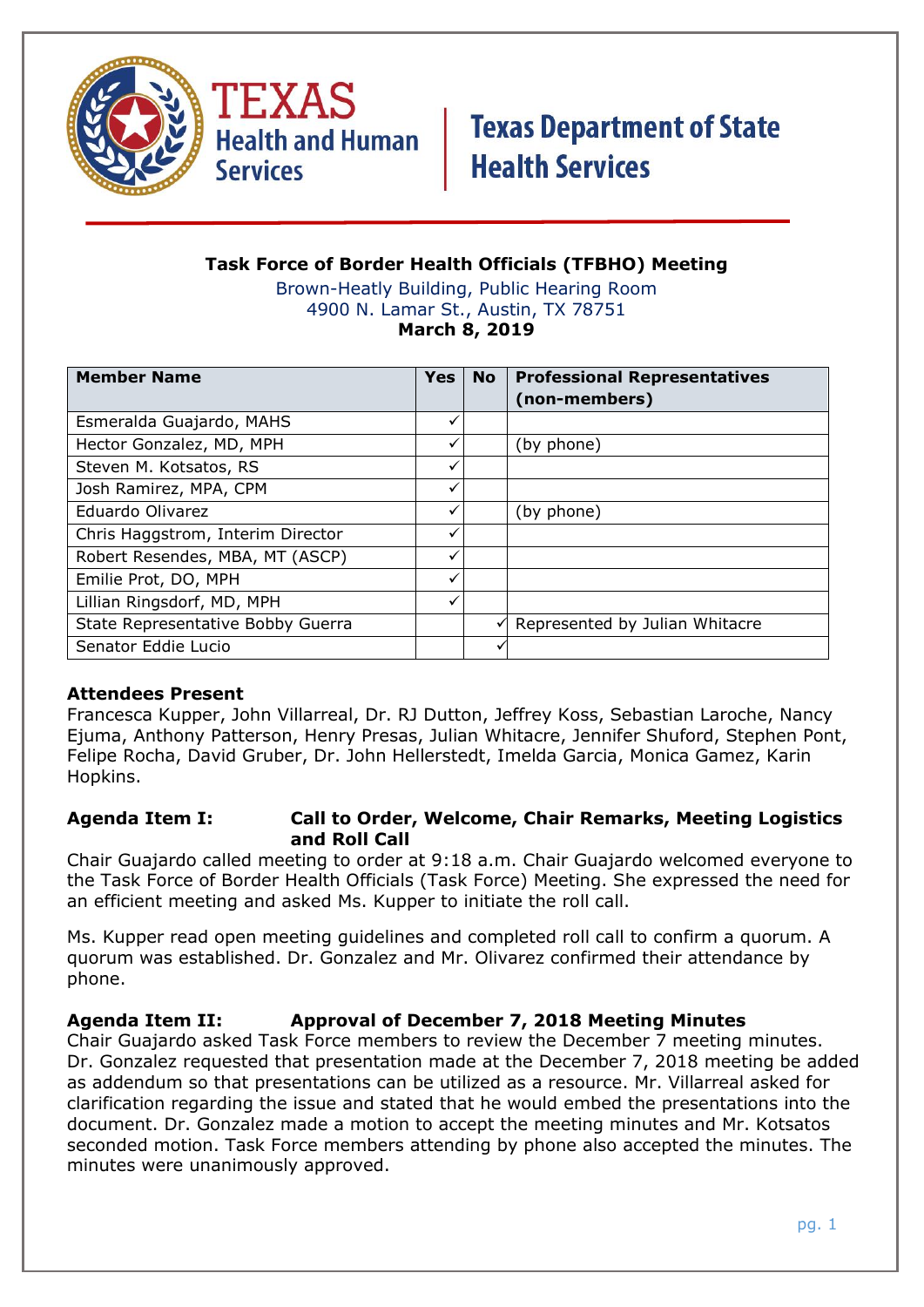Texas Health and Human Services

Texas Department of State Health Services

**Task Force of Border Health Officials (TFBHO) Meeting**

Brown-Heatly Building, Public Hearing Room
4900 N. Lamar St., Austin, TX 78751
**March 8, 2019**

| Member Name | Yes | No | Professional Representatives (non-members) |
|---|---|---|---|
| Esmeralda Guajardo, MAHS | ✓ | | |
| Hector Gonzalez, MD, MPH | ✓ | | (by phone) |
| Steven M. Kotsatos, RS | ✓ | | |
| Josh Ramirez, MPA, CPM | ✓ | | |
| Eduardo Olivarez | ✓ | | (by phone) |
| Chris Haggstrom, Interim Director | ✓ | | |
| Robert Resendes, MBA, MT (ASCP) | ✓ | | |
| Emilie Prot, DO, MPH | ✓ | | |
| Lillian Ringsdorf, MD, MPH | ✓ | | |
| State Representative Bobby Guerra | | ✓ | Represented by Julian Whitacre |
| Senator Eddie Lucio | | ✓ | |

**Attendees Present**

Francesca Kupper, John Villarreal, Dr. RJ Dutton, Jeffrey Koss, Sebastian Laroche, Nancy Ejuma, Anthony Patterson, Henry Presas, Julian Whitacre, Jennifer Shuford, Stephen Pont, Felipe Rocha, David Gruber, Dr. John Hellerstedt, Imelda Garcia, Monica Gamez, Karin Hopkins.

**Agenda Item I: Call to Order, Welcome, Chair Remarks, Meeting Logistics and Roll Call**

Chair Guajardo called meeting to order at 9:18 a.m. Chair Guajardo welcomed everyone to the Task Force of Border Health Officials (Task Force) Meeting. She expressed the need for an efficient meeting and asked Ms. Kupper to initiate the roll call.

Ms. Kupper read open meeting guidelines and completed roll call to confirm a quorum. A quorum was established. Dr. Gonzalez and Mr. Olivarez confirmed their attendance by phone.

**Agenda Item II: Approval of December 7, 2018 Meeting Minutes**

Chair Guajardo asked Task Force members to review the December 7 meeting minutes. Dr. Gonzalez requested that presentation made at the December 7, 2018 meeting be added as addendum so that presentations can be utilized as a resource. Mr. Villarreal asked for clarification regarding the issue and stated that he would embed the presentations into the document. Dr. Gonzalez made a motion to accept the meeting minutes and Mr. Kotsatos seconded motion. Task Force members attending by phone also accepted the minutes. The minutes were unanimously approved.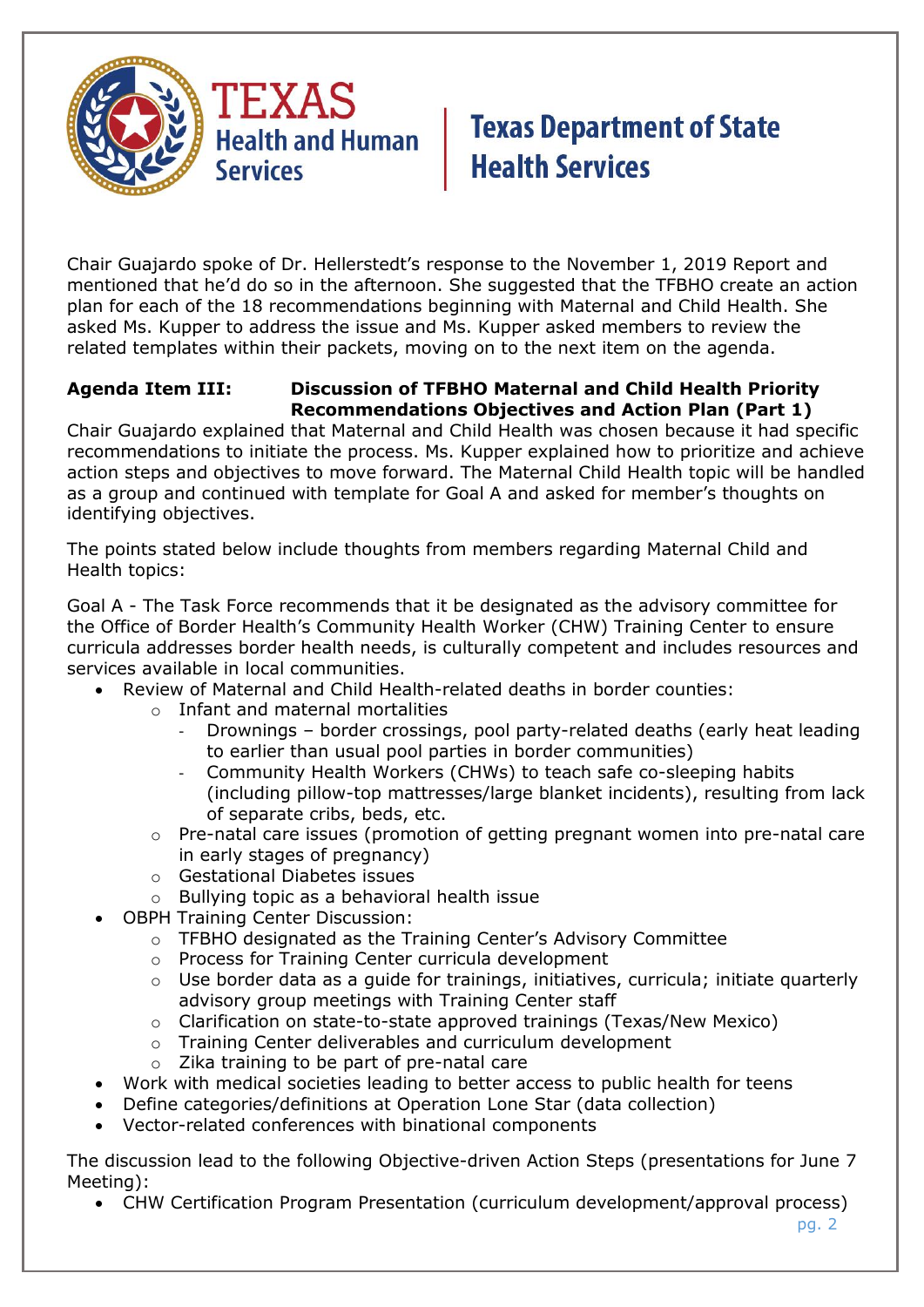Chair Guajardo spoke of Dr. Hellerstedt's response to the November 1, 2019 Report and mentioned that he'd do so in the afternoon. She suggested that the TFBHO create an action plan for each of the 18 recommendations beginning with Maternal and Child Health. She asked Ms. Kupper to address the issue and Ms. Kupper asked members to review the related templates within their packets, moving on to the next item on the agenda.

**Agenda Item III: Discussion of TFBHO Maternal and Child Health Priority Recommendations Objectives and Action Plan (Part 1)**

Chair Guajardo explained that Maternal and Child Health was chosen because it had specific recommendations to initiate the process. Ms. Kupper explained how to prioritize and achieve action steps and objectives to move forward. The Maternal Child Health topic will be handled as a group and continued with template for Goal A and asked for member's thoughts on identifying objectives.

The points stated below include thoughts from members regarding Maternal Child and Health topics:

Goal A - The Task Force recommends that it be designated as the advisory committee for the Office of Border Health's Community Health Worker (CHW) Training Center to ensure curricula addresses border health needs, is culturally competent and includes resources and services available in local communities.

- Review of Maternal and Child Health-related deaths in border counties:
  - Infant and maternal mortalities
    - Drownings – border crossings, pool party-related deaths (early heat leading to earlier than usual pool parties in border communities)
    - Community Health Workers (CHWs) to teach safe co-sleeping habits (including pillow-top mattresses/large blanket incidents), resulting from lack of separate cribs, beds, etc.
  - Pre-natal care issues (promotion of getting pregnant women into pre-natal care in early stages of pregnancy)
  - Gestational Diabetes issues
  - Bullying topic as a behavioral health issue
- OBPH Training Center Discussion:
  - TFBHO designated as the Training Center's Advisory Committee
  - Process for Training Center curricula development
  - Use border data as a guide for trainings, initiatives, curricula; initiate quarterly advisory group meetings with Training Center staff
  - Clarification on state-to-state approved trainings (Texas/New Mexico)
  - Training Center deliverables and curriculum development
  - Zika training to be part of pre-natal care
- Work with medical societies leading to better access to public health for teens
- Define categories/definitions at Operation Lone Star (data collection)
- Vector-related conferences with binational components

The discussion lead to the following Objective-driven Action Steps (presentations for June 7 Meeting):

- CHW Certification Program Presentation (curriculum development/approval process)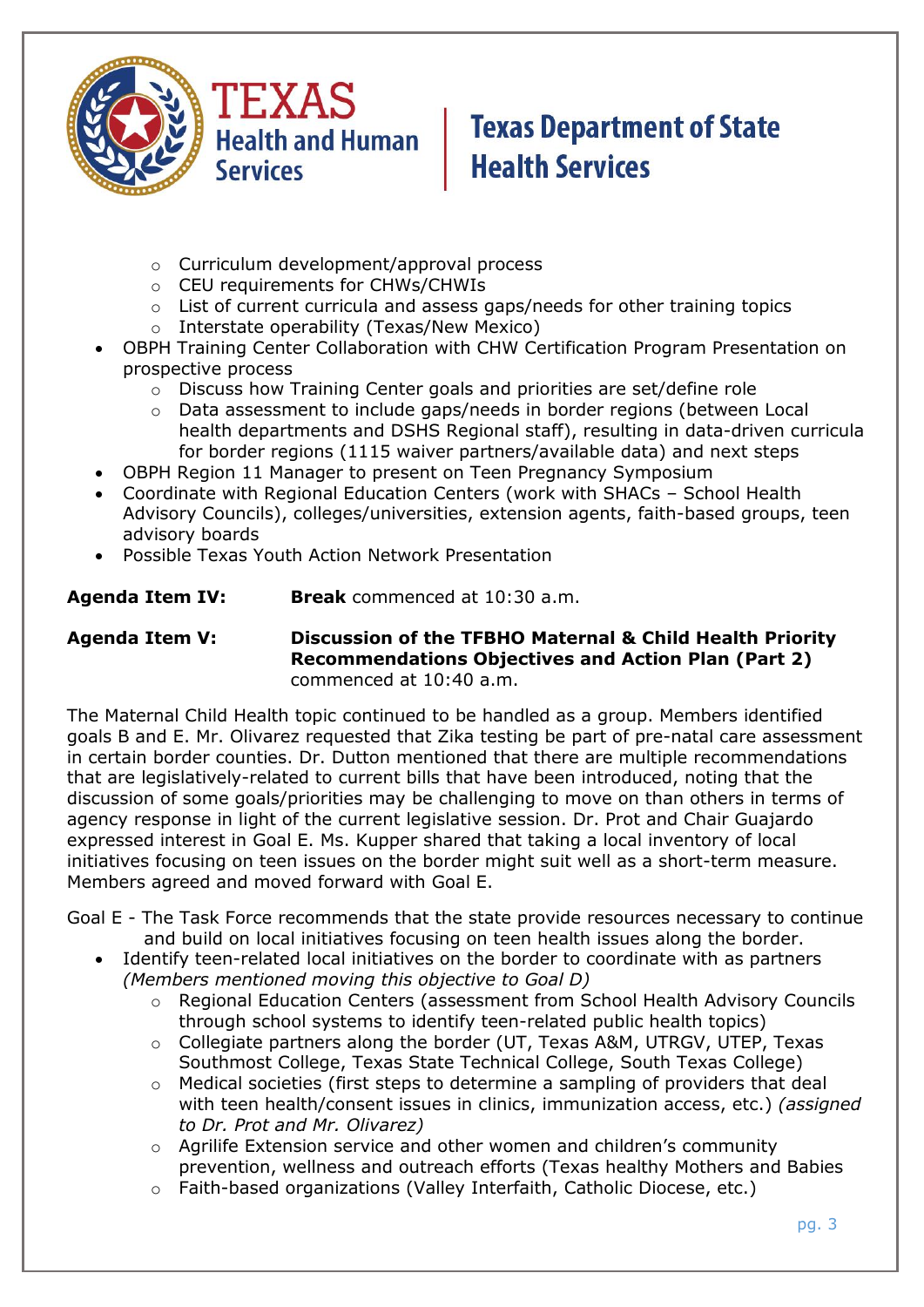- Curriculum development/approval process
    - CEU requirements for CHWs/CHWIs
    - List of current curricula and assess gaps/needs for other training topics
    - Interstate operability (Texas/New Mexico)
- OBPH Training Center Collaboration with CHW Certification Program Presentation on prospective process
    - Discuss how Training Center goals and priorities are set/define role
    - Data assessment to include gaps/needs in border regions (between Local health departments and DSHS Regional staff), resulting in data-driven curricula for border regions (1115 waiver partners/available data) and next steps
- OBPH Region 11 Manager to present on Teen Pregnancy Symposium
- Coordinate with Regional Education Centers (work with SHACs – School Health Advisory Councils), colleges/universities, extension agents, faith-based groups, teen advisory boards
- Possible Texas Youth Action Network Presentation

**Agenda Item IV:** **Break** commenced at 10:30 a.m.

**Agenda Item V:** **Discussion of the TFBHO Maternal & Child Health Priority Recommendations Objectives and Action Plan (Part 2)** commenced at 10:40 a.m.

The Maternal Child Health topic continued to be handled as a group. Members identified goals B and E. Mr. Olivarez requested that Zika testing be part of pre-natal care assessment in certain border counties. Dr. Dutton mentioned that there are multiple recommendations that are legislatively-related to current bills that have been introduced, noting that the discussion of some goals/priorities may be challenging to move on than others in terms of agency response in light of the current legislative session. Dr. Prot and Chair Guajardo expressed interest in Goal E. Ms. Kupper shared that taking a local inventory of local initiatives focusing on teen issues on the border might suit well as a short-term measure. Members agreed and moved forward with Goal E.

Goal E - The Task Force recommends that the state provide resources necessary to continue and build on local initiatives focusing on teen health issues along the border.

- Identify teen-related local initiatives on the border to coordinate with as partners *(Members mentioned moving this objective to Goal D)*
    - Regional Education Centers (assessment from School Health Advisory Councils through school systems to identify teen-related public health topics)
    - Collegiate partners along the border (UT, Texas A&M, UTRGV, UTEP, Texas Southmost College, Texas State Technical College, South Texas College)
    - Medical societies (first steps to determine a sampling of providers that deal with teen health/consent issues in clinics, immunization access, etc.) *(assigned to Dr. Prot and Mr. Olivarez)*
    - Agrilife Extension service and other women and children's community prevention, wellness and outreach efforts (Texas healthy Mothers and Babies
    - Faith-based organizations (Valley Interfaith, Catholic Diocese, etc.)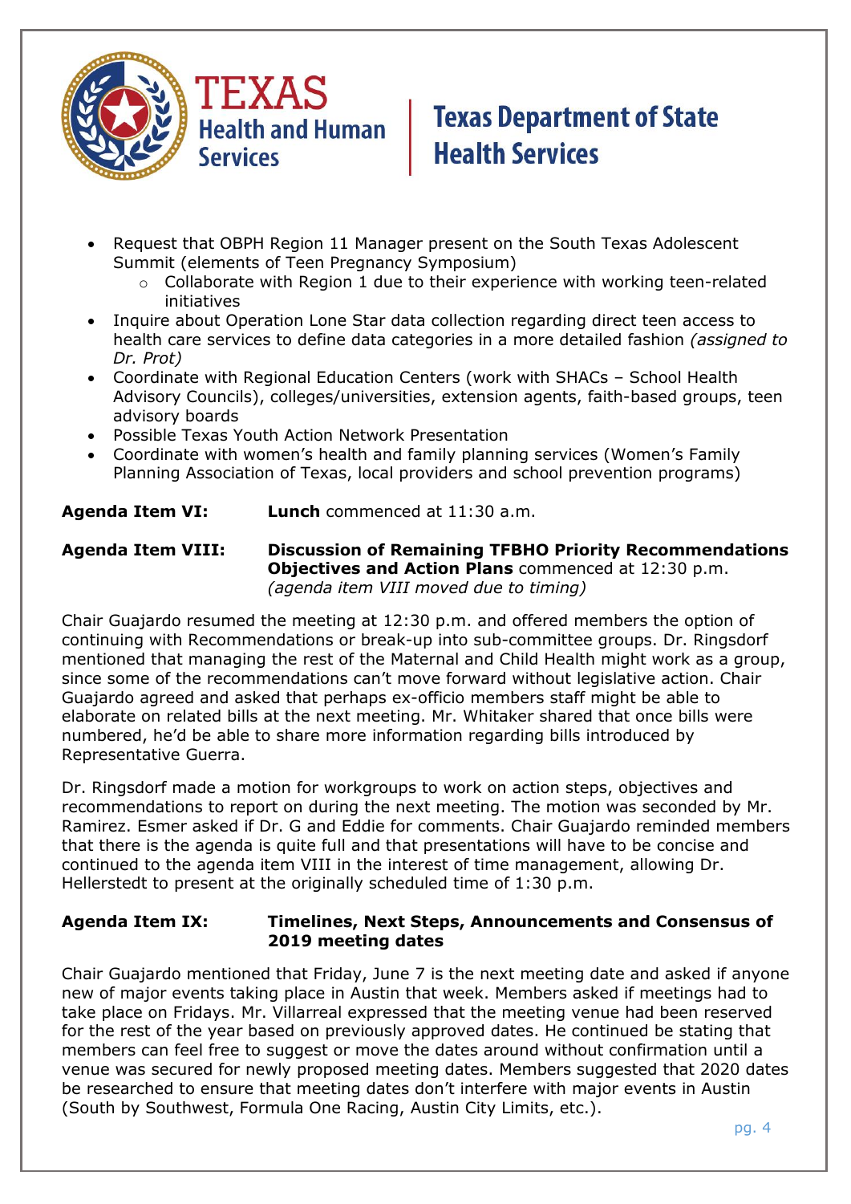- Request that OBPH Region 11 Manager present on the South Texas Adolescent Summit (elements of Teen Pregnancy Symposium)
  - Collaborate with Region 1 due to their experience with working teen-related initiatives
- Inquire about Operation Lone Star data collection regarding direct teen access to health care services to define data categories in a more detailed fashion *(assigned to Dr. Prot)*
- Coordinate with Regional Education Centers (work with SHACs – School Health Advisory Councils), colleges/universities, extension agents, faith-based groups, teen advisory boards
- Possible Texas Youth Action Network Presentation
- Coordinate with women's health and family planning services (Women's Family Planning Association of Texas, local providers and school prevention programs)

**Agenda Item VI:** **Lunch** commenced at 11:30 a.m.

**Agenda Item VIII:** **Discussion of Remaining TFBHO Priority Recommendations Objectives and Action Plans** commenced at 12:30 p.m. *(agenda item VIII moved due to timing)*

Chair Guajardo resumed the meeting at 12:30 p.m. and offered members the option of continuing with Recommendations or break-up into sub-committee groups. Dr. Ringsdorf mentioned that managing the rest of the Maternal and Child Health might work as a group, since some of the recommendations can't move forward without legislative action. Chair Guajardo agreed and asked that perhaps ex-officio members staff might be able to elaborate on related bills at the next meeting. Mr. Whitaker shared that once bills were numbered, he'd be able to share more information regarding bills introduced by Representative Guerra.

Dr. Ringsdorf made a motion for workgroups to work on action steps, objectives and recommendations to report on during the next meeting. The motion was seconded by Mr. Ramirez. Esmer asked if Dr. G and Eddie for comments. Chair Guajardo reminded members that there is the agenda is quite full and that presentations will have to be concise and continued to the agenda item VIII in the interest of time management, allowing Dr. Hellerstedt to present at the originally scheduled time of 1:30 p.m.

**Agenda Item IX:** **Timelines, Next Steps, Announcements and Consensus of 2019 meeting dates**

Chair Guajardo mentioned that Friday, June 7 is the next meeting date and asked if anyone new of major events taking place in Austin that week. Members asked if meetings had to take place on Fridays. Mr. Villarreal expressed that the meeting venue had been reserved for the rest of the year based on previously approved dates. He continued be stating that members can feel free to suggest or move the dates around without confirmation until a venue was secured for newly proposed meeting dates. Members suggested that 2020 dates be researched to ensure that meeting dates don't interfere with major events in Austin (South by Southwest, Formula One Racing, Austin City Limits, etc.).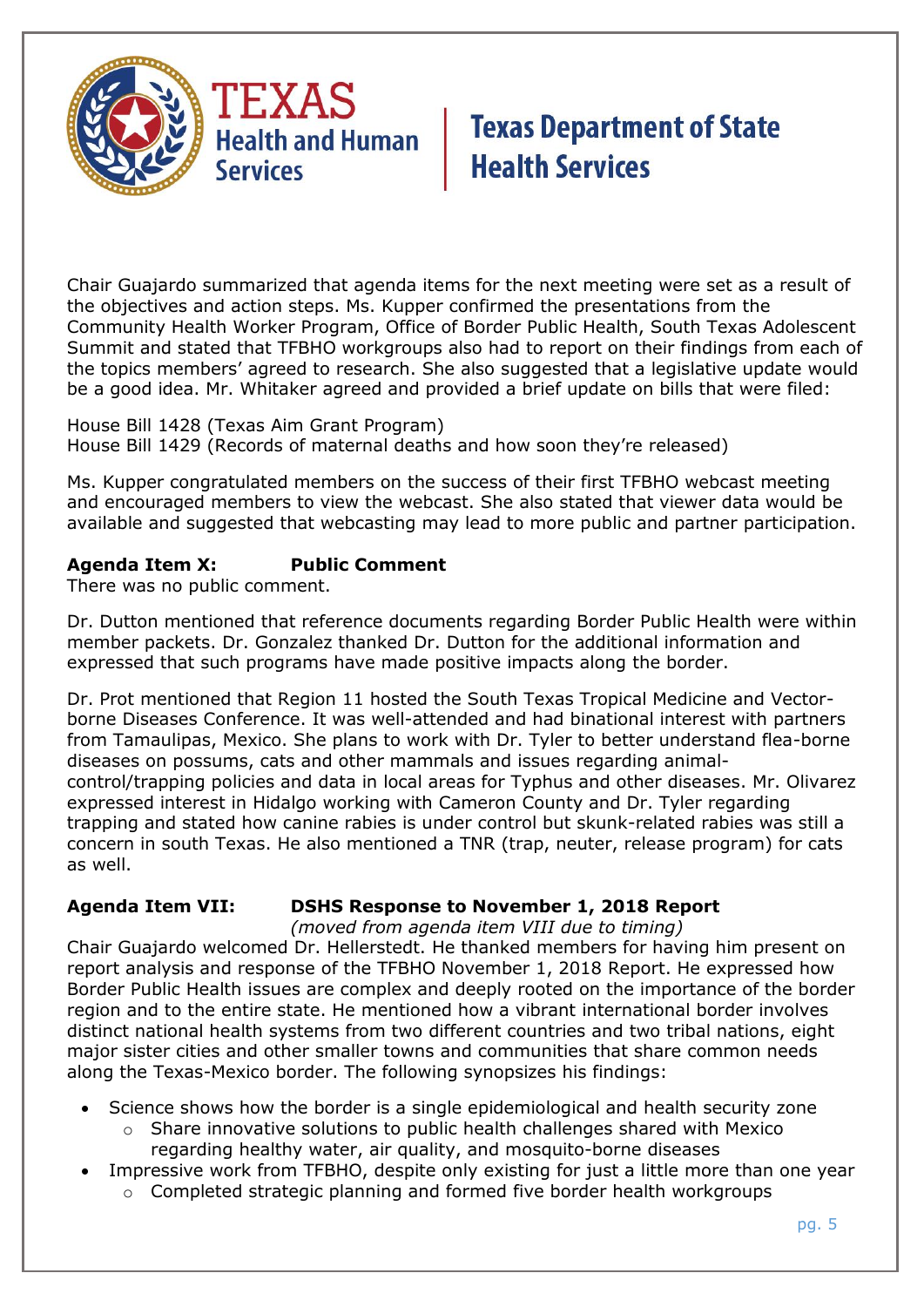Chair Guajardo summarized that agenda items for the next meeting were set as a result of the objectives and action steps. Ms. Kupper confirmed the presentations from the Community Health Worker Program, Office of Border Public Health, South Texas Adolescent Summit and stated that TFBHO workgroups also had to report on their findings from each of the topics members' agreed to research. She also suggested that a legislative update would be a good idea. Mr. Whitaker agreed and provided a brief update on bills that were filed:

House Bill 1428 (Texas Aim Grant Program)
House Bill 1429 (Records of maternal deaths and how soon they're released)

Ms. Kupper congratulated members on the success of their first TFBHO webcast meeting and encouraged members to view the webcast. She also stated that viewer data would be available and suggested that webcasting may lead to more public and partner participation.

**Agenda Item X: Public Comment**
There was no public comment.

Dr. Dutton mentioned that reference documents regarding Border Public Health were within member packets. Dr. Gonzalez thanked Dr. Dutton for the additional information and expressed that such programs have made positive impacts along the border.

Dr. Prot mentioned that Region 11 hosted the South Texas Tropical Medicine and Vector-borne Diseases Conference. It was well-attended and had binational interest with partners from Tamaulipas, Mexico. She plans to work with Dr. Tyler to better understand flea-borne diseases on possums, cats and other mammals and issues regarding animal-control/trapping policies and data in local areas for Typhus and other diseases. Mr. Olivarez expressed interest in Hidalgo working with Cameron County and Dr. Tyler regarding trapping and stated how canine rabies is under control but skunk-related rabies was still a concern in south Texas. He also mentioned a TNR (trap, neuter, release program) for cats as well.

**Agenda Item VII: DSHS Response to November 1, 2018 Report**
*(moved from agenda item VIII due to timing)*
Chair Guajardo welcomed Dr. Hellerstedt. He thanked members for having him present on report analysis and response of the TFBHO November 1, 2018 Report. He expressed how Border Public Health issues are complex and deeply rooted on the importance of the border region and to the entire state. He mentioned how a vibrant international border involves distinct national health systems from two different countries and two tribal nations, eight major sister cities and other smaller towns and communities that share common needs along the Texas-Mexico border. The following synopsizes his findings:

- Science shows how the border is a single epidemiological and health security zone
  - Share innovative solutions to public health challenges shared with Mexico regarding healthy water, air quality, and mosquito-borne diseases
- Impressive work from TFBHO, despite only existing for just a little more than one year
  - Completed strategic planning and formed five border health workgroups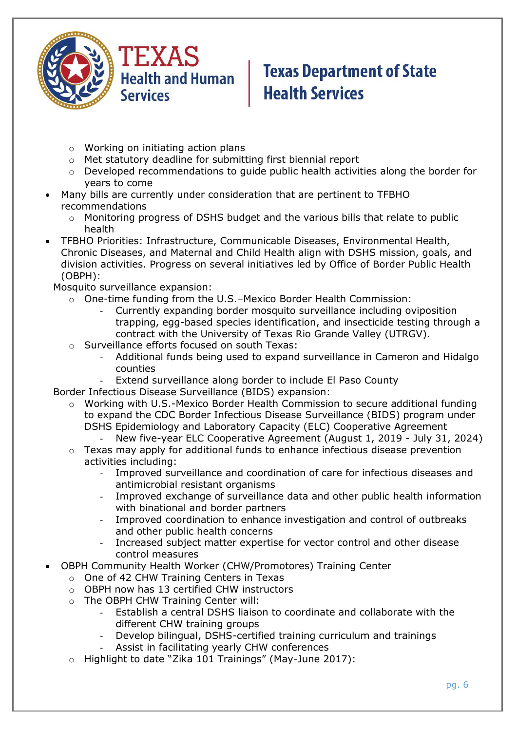- Working on initiating action plans
  - Met statutory deadline for submitting first biennial report
  - Developed recommendations to guide public health activities along the border for years to come
- Many bills are currently under consideration that are pertinent to TFBHO recommendations
  - Monitoring progress of DSHS budget and the various bills that relate to public health
- TFBHO Priorities: Infrastructure, Communicable Diseases, Environmental Health, Chronic Diseases, and Maternal and Child Health align with DSHS mission, goals, and division activities. Progress on several initiatives led by Office of Border Public Health (OBPH):

  Mosquito surveillance expansion:
  - One-time funding from the U.S.–Mexico Border Health Commission:
    - Currently expanding border mosquito surveillance including oviposition trapping, egg-based species identification, and insecticide testing through a contract with the University of Texas Rio Grande Valley (UTRGV).
  - Surveillance efforts focused on south Texas:
    - Additional funds being used to expand surveillance in Cameron and Hidalgo counties
    - Extend surveillance along border to include El Paso County

  Border Infectious Disease Surveillance (BIDS) expansion:
  - Working with U.S.-Mexico Border Health Commission to secure additional funding to expand the CDC Border Infectious Disease Surveillance (BIDS) program under DSHS Epidemiology and Laboratory Capacity (ELC) Cooperative Agreement
    - New five-year ELC Cooperative Agreement (August 1, 2019 - July 31, 2024)
  - Texas may apply for additional funds to enhance infectious disease prevention activities including:
    - Improved surveillance and coordination of care for infectious diseases and antimicrobial resistant organisms
    - Improved exchange of surveillance data and other public health information with binational and border partners
    - Improved coordination to enhance investigation and control of outbreaks and other public health concerns
    - Increased subject matter expertise for vector control and other disease control measures
- OBPH Community Health Worker (CHW/Promotores) Training Center
  - One of 42 CHW Training Centers in Texas
  - OBPH now has 13 certified CHW instructors
  - The OBPH CHW Training Center will:
    - Establish a central DSHS liaison to coordinate and collaborate with the different CHW training groups
    - Develop bilingual, DSHS-certified training curriculum and trainings
    - Assist in facilitating yearly CHW conferences
  - Highlight to date "Zika 101 Trainings" (May-June 2017):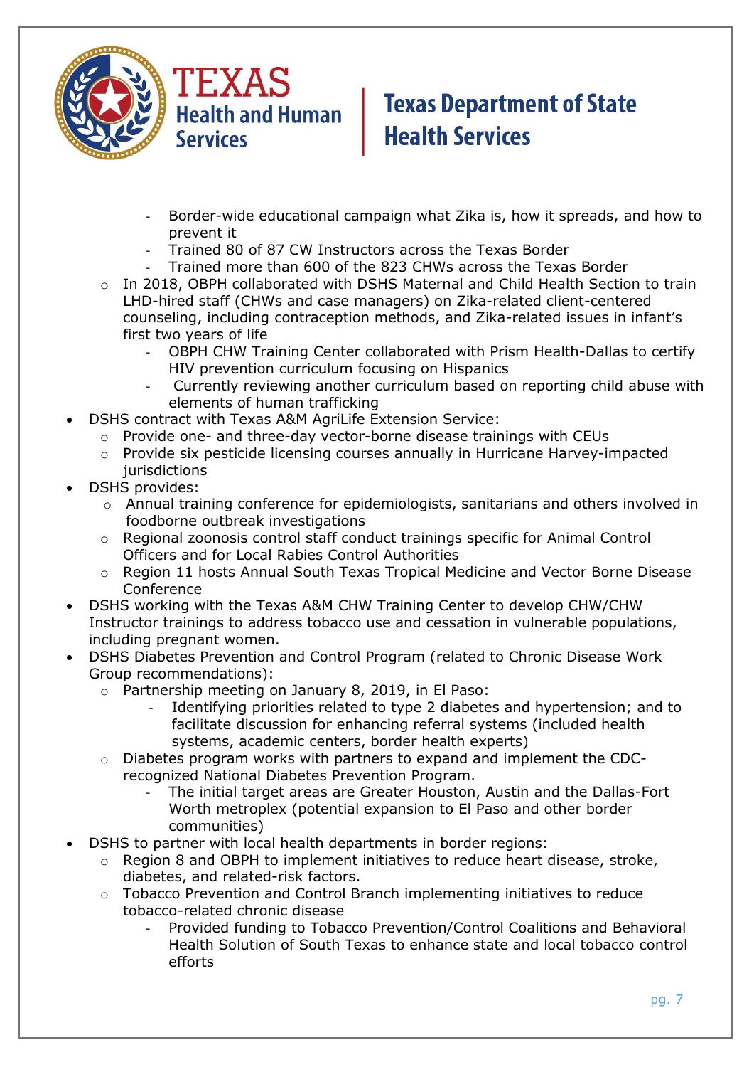- Border-wide educational campaign what Zika is, how it spreads, and how to prevent it
        - Trained 80 of 87 CW Instructors across the Texas Border
        - Trained more than 600 of the 823 CHWs across the Texas Border
    - In 2018, OBPH collaborated with DSHS Maternal and Child Health Section to train LHD-hired staff (CHWs and case managers) on Zika-related client-centered counseling, including contraception methods, and Zika-related issues in infant's first two years of life
        - OBPH CHW Training Center collaborated with Prism Health-Dallas to certify HIV prevention curriculum focusing on Hispanics
        - Currently reviewing another curriculum based on reporting child abuse with elements of human trafficking
- DSHS contract with Texas A&M AgriLife Extension Service:
    - Provide one- and three-day vector-borne disease trainings with CEUs
    - Provide six pesticide licensing courses annually in Hurricane Harvey-impacted jurisdictions
- DSHS provides:
    - Annual training conference for epidemiologists, sanitarians and others involved in foodborne outbreak investigations
    - Regional zoonosis control staff conduct trainings specific for Animal Control Officers and for Local Rabies Control Authorities
    - Region 11 hosts Annual South Texas Tropical Medicine and Vector Borne Disease Conference
- DSHS working with the Texas A&M CHW Training Center to develop CHW/CHW Instructor trainings to address tobacco use and cessation in vulnerable populations, including pregnant women.
- DSHS Diabetes Prevention and Control Program (related to Chronic Disease Work Group recommendations):
    - Partnership meeting on January 8, 2019, in El Paso:
        - Identifying priorities related to type 2 diabetes and hypertension; and to facilitate discussion for enhancing referral systems (included health systems, academic centers, border health experts)
    - Diabetes program works with partners to expand and implement the CDC-recognized National Diabetes Prevention Program.
        - The initial target areas are Greater Houston, Austin and the Dallas-Fort Worth metroplex (potential expansion to El Paso and other border communities)
- DSHS to partner with local health departments in border regions:
    - Region 8 and OBPH to implement initiatives to reduce heart disease, stroke, diabetes, and related-risk factors.
    - Tobacco Prevention and Control Branch implementing initiatives to reduce tobacco-related chronic disease
        - Provided funding to Tobacco Prevention/Control Coalitions and Behavioral Health Solution of South Texas to enhance state and local tobacco control efforts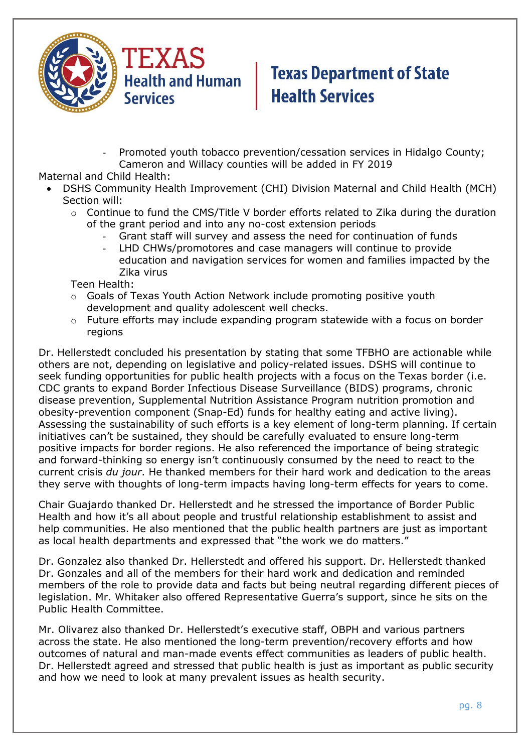- Promoted youth tobacco prevention/cessation services in Hidalgo County; Cameron and Willacy counties will be added in FY 2019

Maternal and Child Health:

- DSHS Community Health Improvement (CHI) Division Maternal and Child Health (MCH) Section will:
  - Continue to fund the CMS/Title V border efforts related to Zika during the duration of the grant period and into any no-cost extension periods
    - Grant staff will survey and assess the need for continuation of funds
    - LHD CHWs/promotores and case managers will continue to provide education and navigation services for women and families impacted by the Zika virus

  Teen Health:
  - Goals of Texas Youth Action Network include promoting positive youth development and quality adolescent well checks.
  - Future efforts may include expanding program statewide with a focus on border regions

Dr. Hellerstedt concluded his presentation by stating that some TFBHO are actionable while others are not, depending on legislative and policy-related issues. DSHS will continue to seek funding opportunities for public health projects with a focus on the Texas border (i.e. CDC grants to expand Border Infectious Disease Surveillance (BIDS) programs, chronic disease prevention, Supplemental Nutrition Assistance Program nutrition promotion and obesity-prevention component (Snap-Ed) funds for healthy eating and active living). Assessing the sustainability of such efforts is a key element of long-term planning. If certain initiatives can't be sustained, they should be carefully evaluated to ensure long-term positive impacts for border regions. He also referenced the importance of being strategic and forward-thinking so energy isn't continuously consumed by the need to react to the current crisis *du jour*. He thanked members for their hard work and dedication to the areas they serve with thoughts of long-term impacts having long-term effects for years to come.

Chair Guajardo thanked Dr. Hellerstedt and he stressed the importance of Border Public Health and how it's all about people and trustful relationship establishment to assist and help communities. He also mentioned that the public health partners are just as important as local health departments and expressed that "the work we do matters."

Dr. Gonzalez also thanked Dr. Hellerstedt and offered his support. Dr. Hellerstedt thanked Dr. Gonzales and all of the members for their hard work and dedication and reminded members of the role to provide data and facts but being neutral regarding different pieces of legislation. Mr. Whitaker also offered Representative Guerra's support, since he sits on the Public Health Committee.

Mr. Olivarez also thanked Dr. Hellerstedt's executive staff, OBPH and various partners across the state. He also mentioned the long-term prevention/recovery efforts and how outcomes of natural and man-made events effect communities as leaders of public health. Dr. Hellerstedt agreed and stressed that public health is just as important as public security and how we need to look at many prevalent issues as health security.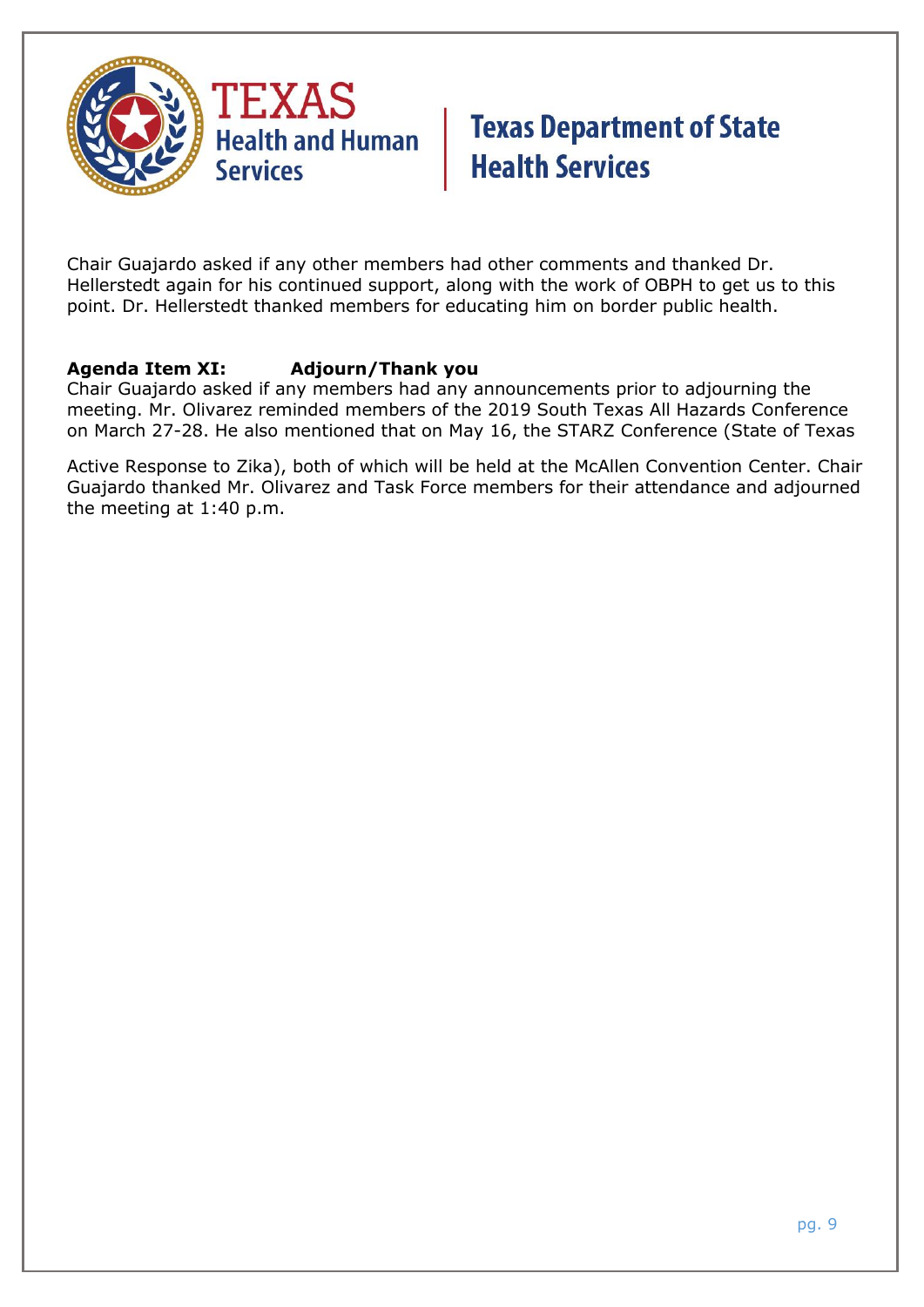Chair Guajardo asked if any other members had other comments and thanked Dr. Hellerstedt again for his continued support, along with the work of OBPH to get us to this point. Dr. Hellerstedt thanked members for educating him on border public health.

**Agenda Item XI: Adjourn/Thank you**

Chair Guajardo asked if any members had any announcements prior to adjourning the meeting. Mr. Olivarez reminded members of the 2019 South Texas All Hazards Conference on March 27-28. He also mentioned that on May 16, the STARZ Conference (State of Texas Active Response to Zika), both of which will be held at the McAllen Convention Center. Chair Guajardo thanked Mr. Olivarez and Task Force members for their attendance and adjourned the meeting at 1:40 p.m.